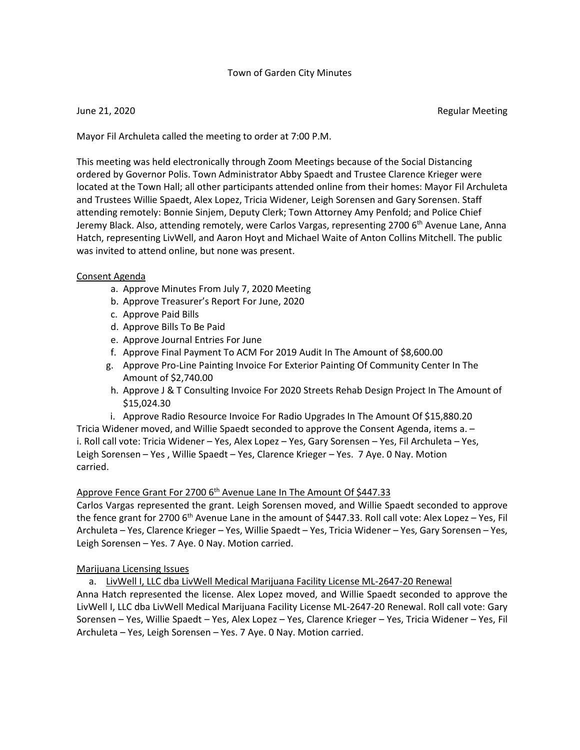Town of Garden City Minutes

June 21, 2020 Regular Meeting

Mayor Fil Archuleta called the meeting to order at 7:00 P.M.

This meeting was held electronically through Zoom Meetings because of the Social Distancing ordered by Governor Polis. Town Administrator Abby Spaedt and Trustee Clarence Krieger were located at the Town Hall; all other participants attended online from their homes: Mayor Fil Archuleta and Trustees Willie Spaedt, Alex Lopez, Tricia Widener, Leigh Sorensen and Gary Sorensen. Staff attending remotely: Bonnie Sinjem, Deputy Clerk; Town Attorney Amy Penfold; and Police Chief Jeremy Black. Also, attending remotely, were Carlos Vargas, representing 2700 6th Avenue Lane, Anna Hatch, representing LivWell, and Aaron Hoyt and Michael Waite of Anton Collins Mitchell. The public was invited to attend online, but none was present.

Consent Agenda

a. Approve Minutes From July 7, 2020 Meeting
b. Approve Treasurer's Report For June, 2020
c. Approve Paid Bills
d. Approve Bills To Be Paid
e. Approve Journal Entries For June
f. Approve Final Payment To ACM For 2019 Audit In The Amount of $8,600.00
g. Approve Pro-Line Painting Invoice For Exterior Painting Of Community Center In The Amount of $2,740.00
h. Approve J & T Consulting Invoice For 2020 Streets Rehab Design Project In The Amount of $15,024.30
i. Approve Radio Resource Invoice For Radio Upgrades In The Amount Of $15,880.20

Tricia Widener moved, and Willie Spaedt seconded to approve the Consent Agenda, items a. – i. Roll call vote: Tricia Widener – Yes, Alex Lopez – Yes, Gary Sorensen – Yes, Fil Archuleta – Yes, Leigh Sorensen – Yes , Willie Spaedt – Yes, Clarence Krieger – Yes. 7 Aye. 0 Nay. Motion carried.

Approve Fence Grant For 2700 6th Avenue Lane In The Amount Of $447.33

Carlos Vargas represented the grant. Leigh Sorensen moved, and Willie Spaedt seconded to approve the fence grant for 2700 6th Avenue Lane in the amount of $447.33. Roll call vote: Alex Lopez – Yes, Fil Archuleta – Yes, Clarence Krieger – Yes, Willie Spaedt – Yes, Tricia Widener – Yes, Gary Sorensen – Yes, Leigh Sorensen – Yes. 7 Aye. 0 Nay. Motion carried.

Marijuana Licensing Issues

a. LivWell I, LLC dba LivWell Medical Marijuana Facility License ML-2647-20 Renewal

Anna Hatch represented the license. Alex Lopez moved, and Willie Spaedt seconded to approve the LivWell I, LLC dba LivWell Medical Marijuana Facility License ML-2647-20 Renewal. Roll call vote: Gary Sorensen – Yes, Willie Spaedt – Yes, Alex Lopez – Yes, Clarence Krieger – Yes, Tricia Widener – Yes, Fil Archuleta – Yes, Leigh Sorensen – Yes. 7 Aye. 0 Nay. Motion carried.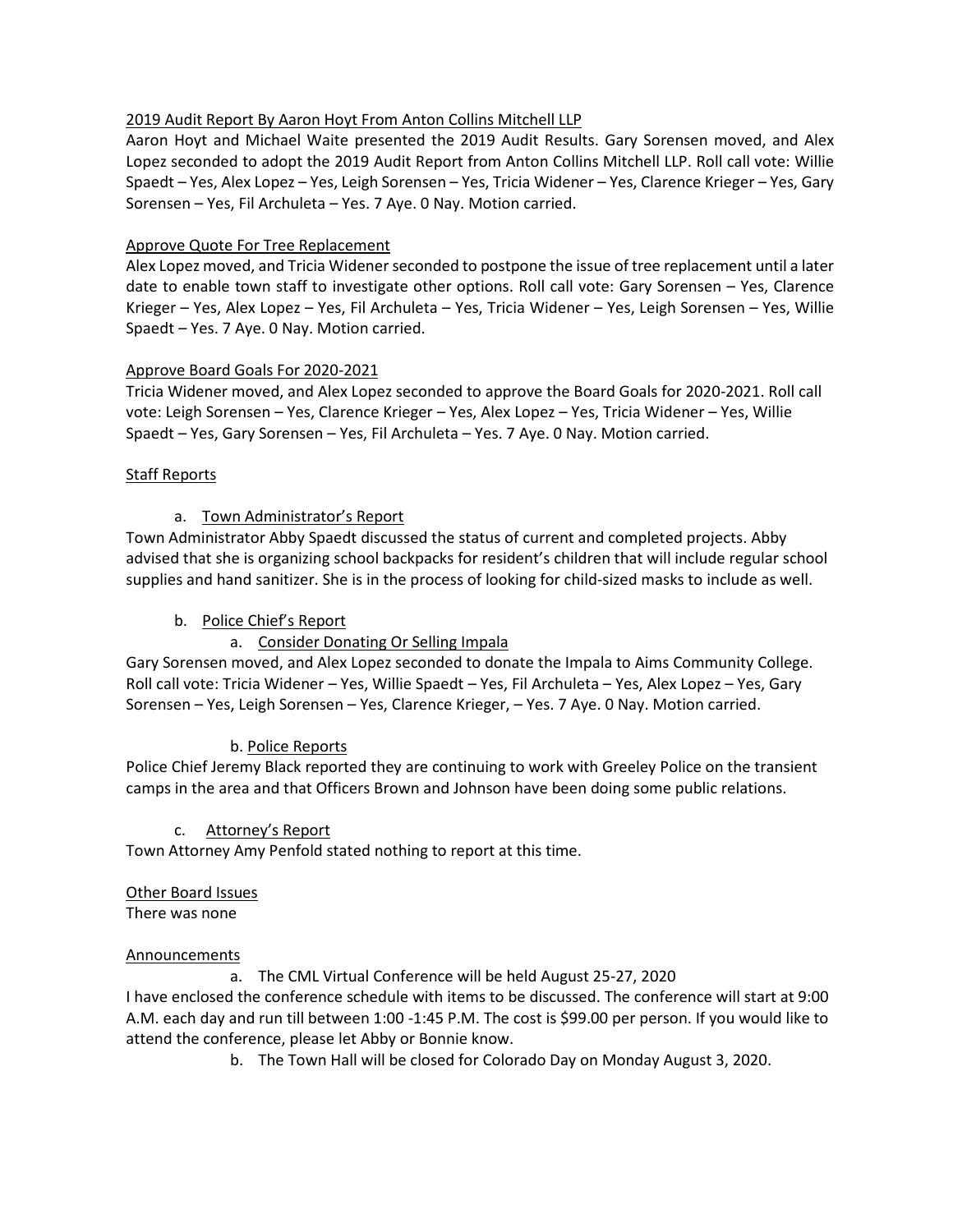2019 Audit Report By Aaron Hoyt From Anton Collins Mitchell LLP

Aaron Hoyt and Michael Waite presented the 2019 Audit Results. Gary Sorensen moved, and Alex Lopez seconded to adopt the 2019 Audit Report from Anton Collins Mitchell LLP. Roll call vote: Willie Spaedt – Yes, Alex Lopez – Yes, Leigh Sorensen – Yes, Tricia Widener – Yes, Clarence Krieger – Yes, Gary Sorensen – Yes, Fil Archuleta – Yes. 7 Aye. 0 Nay. Motion carried.

Approve Quote For Tree Replacement

Alex Lopez moved, and Tricia Widener seconded to postpone the issue of tree replacement until a later date to enable town staff to investigate other options. Roll call vote: Gary Sorensen – Yes, Clarence Krieger – Yes, Alex Lopez – Yes, Fil Archuleta – Yes, Tricia Widener – Yes, Leigh Sorensen – Yes, Willie Spaedt – Yes. 7 Aye. 0 Nay. Motion carried.

Approve Board Goals For 2020-2021

Tricia Widener moved, and Alex Lopez seconded to approve the Board Goals for 2020-2021. Roll call vote: Leigh Sorensen – Yes, Clarence Krieger – Yes, Alex Lopez – Yes, Tricia Widener – Yes, Willie Spaedt – Yes, Gary Sorensen – Yes, Fil Archuleta – Yes. 7 Aye. 0 Nay. Motion carried.

Staff Reports

a. Town Administrator's Report

Town Administrator Abby Spaedt discussed the status of current and completed projects. Abby advised that she is organizing school backpacks for resident's children that will include regular school supplies and hand sanitizer. She is in the process of looking for child-sized masks to include as well.

b. Police Chief's Report

a. Consider Donating Or Selling Impala

Gary Sorensen moved, and Alex Lopez seconded to donate the Impala to Aims Community College. Roll call vote: Tricia Widener – Yes, Willie Spaedt – Yes, Fil Archuleta – Yes, Alex Lopez – Yes, Gary Sorensen – Yes, Leigh Sorensen – Yes, Clarence Krieger, – Yes. 7 Aye. 0 Nay. Motion carried.

b. Police Reports

Police Chief Jeremy Black reported they are continuing to work with Greeley Police on the transient camps in the area and that Officers Brown and Johnson have been doing some public relations.

c. Attorney's Report

Town Attorney Amy Penfold stated nothing to report at this time.

Other Board Issues

There was none

Announcements

a. The CML Virtual Conference will be held August 25-27, 2020

I have enclosed the conference schedule with items to be discussed. The conference will start at 9:00 A.M. each day and run till between 1:00 -1:45 P.M. The cost is $99.00 per person. If you would like to attend the conference, please let Abby or Bonnie know.

b. The Town Hall will be closed for Colorado Day on Monday August 3, 2020.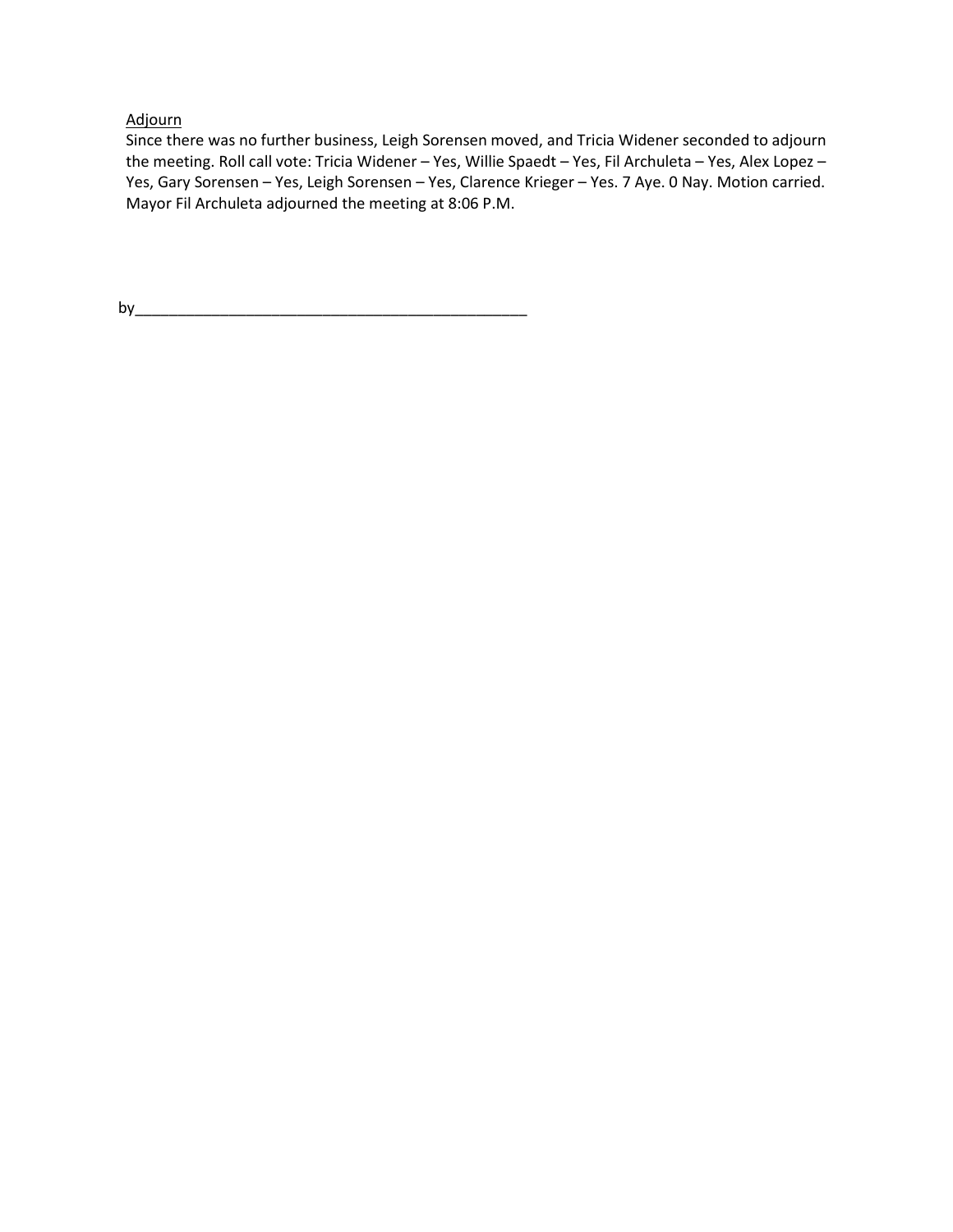Adjourn

Since there was no further business, Leigh Sorensen moved, and Tricia Widener seconded to adjourn the meeting. Roll call vote: Tricia Widener – Yes, Willie Spaedt – Yes, Fil Archuleta – Yes, Alex Lopez – Yes, Gary Sorensen – Yes, Leigh Sorensen – Yes, Clarence Krieger – Yes. 7 Aye. 0 Nay. Motion carried. Mayor Fil Archuleta adjourned the meeting at 8:06 P.M.

by_______________________________________________